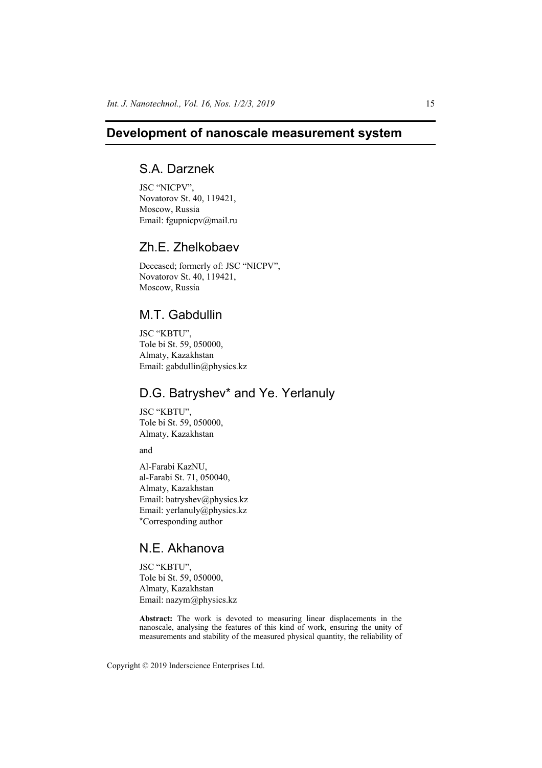# Development of nanoscale measurement system

## S.A. Darznek

JSC "NICPV",
Novatorov St. 40, 119421,
Moscow, Russia
Email: fgupnicpv@mail.ru

## Zh.E. Zhelkobaev

Deceased; formerly of: JSC "NICPV",
Novatorov St. 40, 119421,
Moscow, Russia

## M.T. Gabdullin

JSC "KBTU",
Tole bi St. 59, 050000,
Almaty, Kazakhstan
Email: gabdullin@physics.kz

## D.G. Batryshev* and Ye. Yerlanuly

JSC "KBTU",
Tole bi St. 59, 050000,
Almaty, Kazakhstan

and

Al-Farabi KazNU,
al-Farabi St. 71, 050040,
Almaty, Kazakhstan
Email: batryshev@physics.kz
Email: yerlanuly@physics.kz
*Corresponding author

## N.E. Akhanova

JSC "KBTU",
Tole bi St. 59, 050000,
Almaty, Kazakhstan
Email: nazym@physics.kz

**Abstract:** The work is devoted to measuring linear displacements in the nanoscale, analysing the features of this kind of work, ensuring the unity of measurements and stability of the measured physical quantity, the reliability of

Copyright © 2019 Inderscience Enterprises Ltd.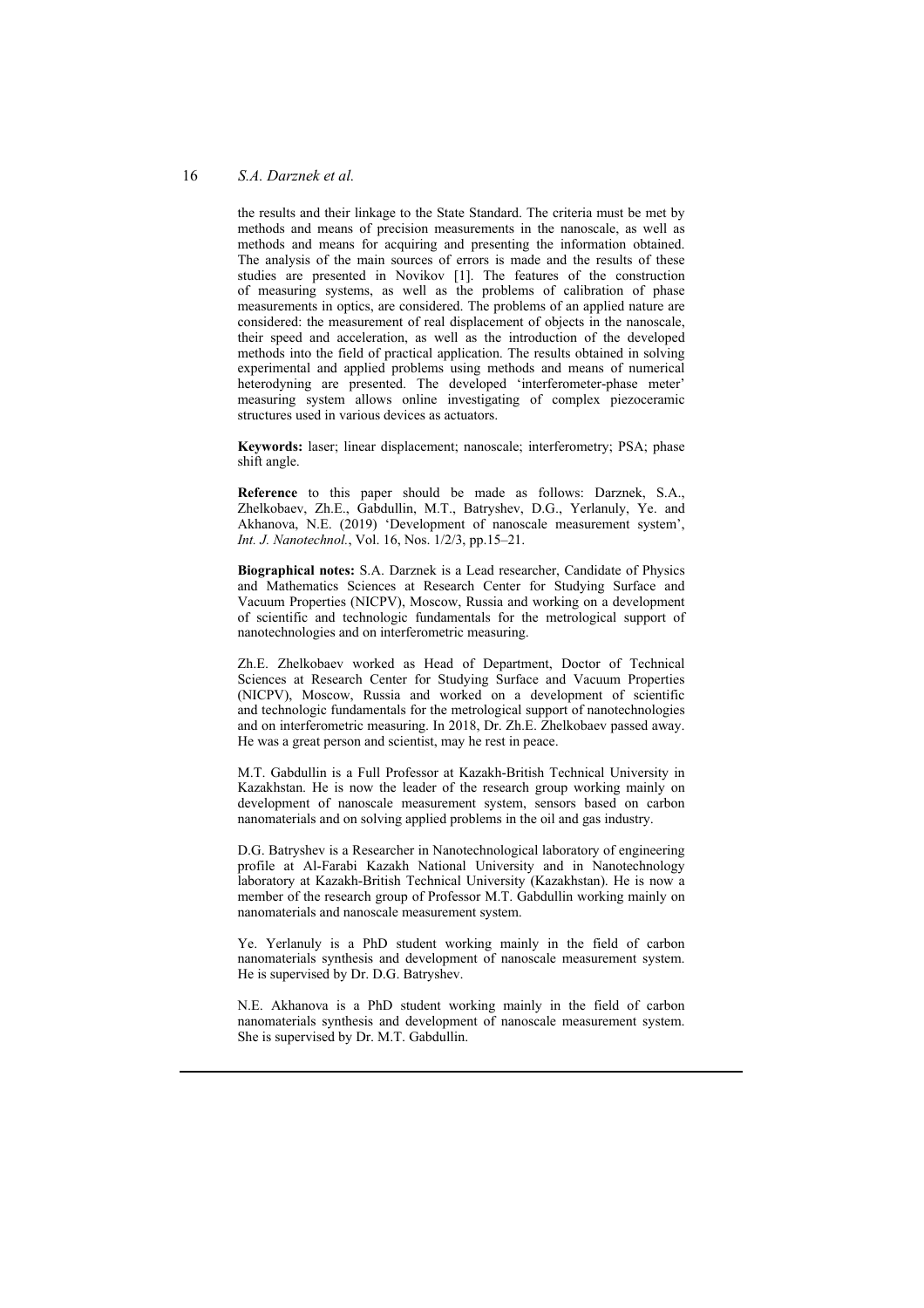the results and their linkage to the State Standard. The criteria must be met by methods and means of precision measurements in the nanoscale, as well as methods and means for acquiring and presenting the information obtained. The analysis of the main sources of errors is made and the results of these studies are presented in Novikov [1]. The features of the construction of measuring systems, as well as the problems of calibration of phase measurements in optics, are considered. The problems of an applied nature are considered: the measurement of real displacement of objects in the nanoscale, their speed and acceleration, as well as the introduction of the developed methods into the field of practical application. The results obtained in solving experimental and applied problems using methods and means of numerical heterodyning are presented. The developed 'interferometer-phase meter' measuring system allows online investigating of complex piezoceramic structures used in various devices as actuators.

**Keywords:** laser; linear displacement; nanoscale; interferometry; PSA; phase shift angle.

**Reference** to this paper should be made as follows: Darznek, S.A., Zhelkobaev, Zh.E., Gabdullin, M.T., Batryshev, D.G., Yerlanuly, Ye. and Akhanova, N.E. (2019) 'Development of nanoscale measurement system', *Int. J. Nanotechnol.*, Vol. 16, Nos. 1/2/3, pp.15–21.

**Biographical notes:** S.A. Darznek is a Lead researcher, Candidate of Physics and Mathematics Sciences at Research Center for Studying Surface and Vacuum Properties (NICPV), Moscow, Russia and working on a development of scientific and technologic fundamentals for the metrological support of nanotechnologies and on interferometric measuring.

Zh.E. Zhelkobaev worked as Head of Department, Doctor of Technical Sciences at Research Center for Studying Surface and Vacuum Properties (NICPV), Moscow, Russia and worked on a development of scientific and technologic fundamentals for the metrological support of nanotechnologies and on interferometric measuring. In 2018, Dr. Zh.E. Zhelkobaev passed away. He was a great person and scientist, may he rest in peace.

M.T. Gabdullin is a Full Professor at Kazakh-British Technical University in Kazakhstan. He is now the leader of the research group working mainly on development of nanoscale measurement system, sensors based on carbon nanomaterials and on solving applied problems in the oil and gas industry.

D.G. Batryshev is a Researcher in Nanotechnological laboratory of engineering profile at Al-Farabi Kazakh National University and in Nanotechnology laboratory at Kazakh-British Technical University (Kazakhstan). He is now a member of the research group of Professor M.T. Gabdullin working mainly on nanomaterials and nanoscale measurement system.

Ye. Yerlanuly is a PhD student working mainly in the field of carbon nanomaterials synthesis and development of nanoscale measurement system. He is supervised by Dr. D.G. Batryshev.

N.E. Akhanova is a PhD student working mainly in the field of carbon nanomaterials synthesis and development of nanoscale measurement system. She is supervised by Dr. M.T. Gabdullin.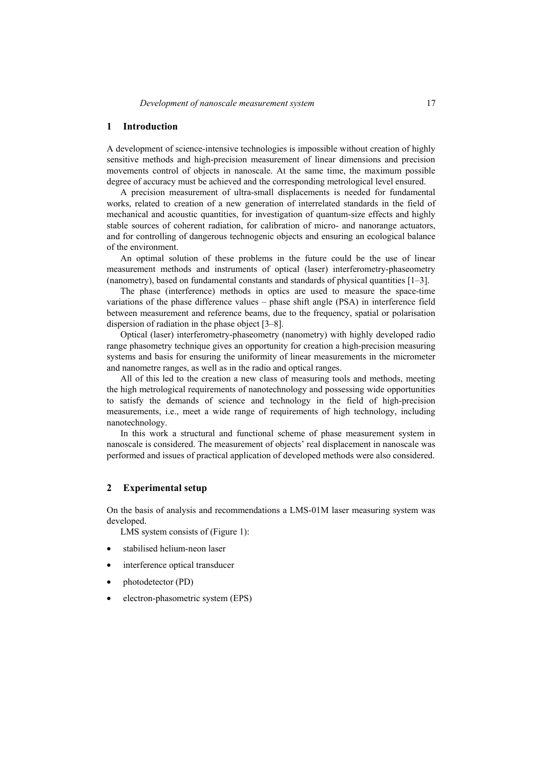## 1 Introduction

A development of science-intensive technologies is impossible without creation of highly sensitive methods and high-precision measurement of linear dimensions and precision movements control of objects in nanoscale. At the same time, the maximum possible degree of accuracy must be achieved and the corresponding metrological level ensured.

A precision measurement of ultra-small displacements is needed for fundamental works, related to creation of a new generation of interrelated standards in the field of mechanical and acoustic quantities, for investigation of quantum-size effects and highly stable sources of coherent radiation, for calibration of micro- and nanorange actuators, and for controlling of dangerous technogenic objects and ensuring an ecological balance of the environment.

An optimal solution of these problems in the future could be the use of linear measurement methods and instruments of optical (laser) interferometry-phaseometry (nanometry), based on fundamental constants and standards of physical quantities [1–3].

The phase (interference) methods in optics are used to measure the space-time variations of the phase difference values – phase shift angle (PSA) in interference field between measurement and reference beams, due to the frequency, spatial or polarisation dispersion of radiation in the phase object [3–8].

Optical (laser) interferometry-phaseometry (nanometry) with highly developed radio range phasometry technique gives an opportunity for creation a high-precision measuring systems and basis for ensuring the uniformity of linear measurements in the micrometer and nanometre ranges, as well as in the radio and optical ranges.

All of this led to the creation a new class of measuring tools and methods, meeting the high metrological requirements of nanotechnology and possessing wide opportunities to satisfy the demands of science and technology in the field of high-precision measurements, i.e., meet a wide range of requirements of high technology, including nanotechnology.

In this work a structural and functional scheme of phase measurement system in nanoscale is considered. The measurement of objects' real displacement in nanoscale was performed and issues of practical application of developed methods were also considered.

## 2 Experimental setup

On the basis of analysis and recommendations a LMS-01M laser measuring system was developed.

LMS system consists of (Figure 1):

- stabilised helium-neon laser
- interference optical transducer
- photodetector (PD)
- electron-phasometric system (EPS)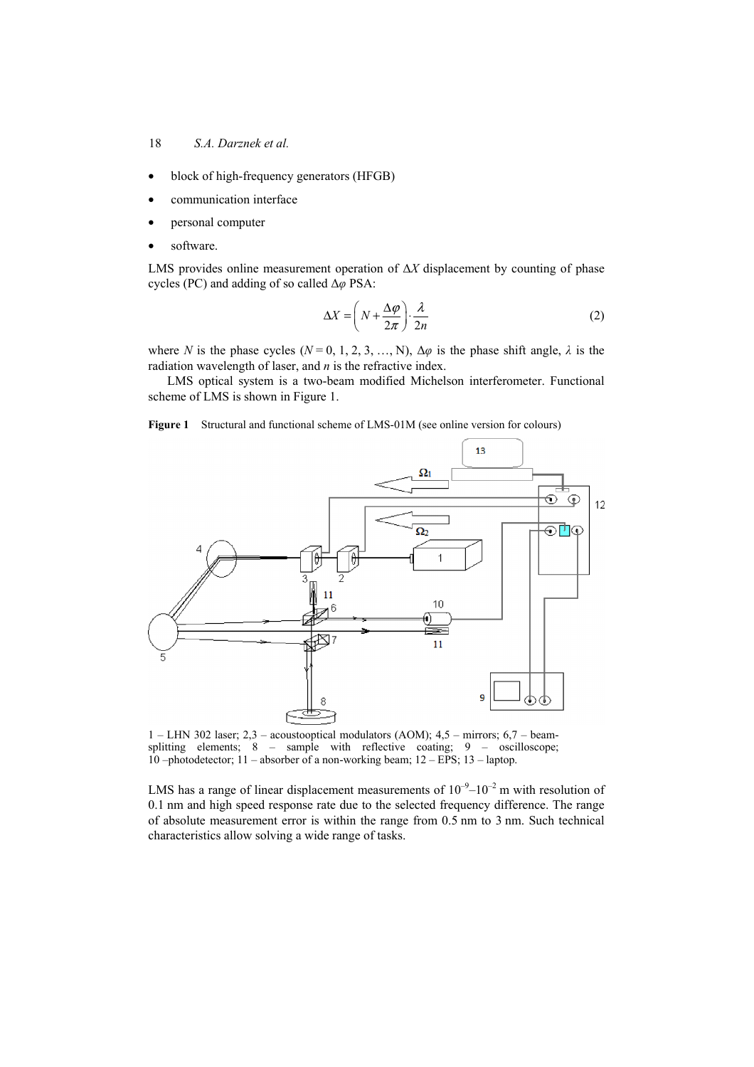- block of high-frequency generators (HFGB)
- communication interface
- personal computer
- software.

LMS provides online measurement operation of $\Delta X$ displacement by counting of phase cycles (PC) and adding of so called $\Delta\varphi$ PSA:

$$\Delta X = \left(N + \frac{\Delta\varphi}{2\pi}\right) \cdot \frac{\lambda}{2n} \tag{2}$$

where $N$ is the phase cycles ($N = 0, 1, 2, 3, \ldots, \mathrm{N}$), $\Delta\varphi$ is the phase shift angle, $\lambda$ is the radiation wavelength of laser, and $n$ is the refractive index.

LMS optical system is a two-beam modified Michelson interferometer. Functional scheme of LMS is shown in Figure 1.

**Figure 1** Structural and functional scheme of LMS-01M (see online version for colours)

1 – LHN 302 laser; 2,3 – acoustooptical modulators (AOM); 4,5 – mirrors; 6,7 – beam-splitting elements; 8 – sample with reflective coating; 9 – oscilloscope; 10 –photodetector; 11 – absorber of a non-working beam; 12 – EPS; 13 – laptop.

LMS has a range of linear displacement measurements of $10^{-9}$–$10^{-2}$ m with resolution of 0.1 nm and high speed response rate due to the selected frequency difference. The range of absolute measurement error is within the range from 0.5 nm to 3 nm. Such technical characteristics allow solving a wide range of tasks.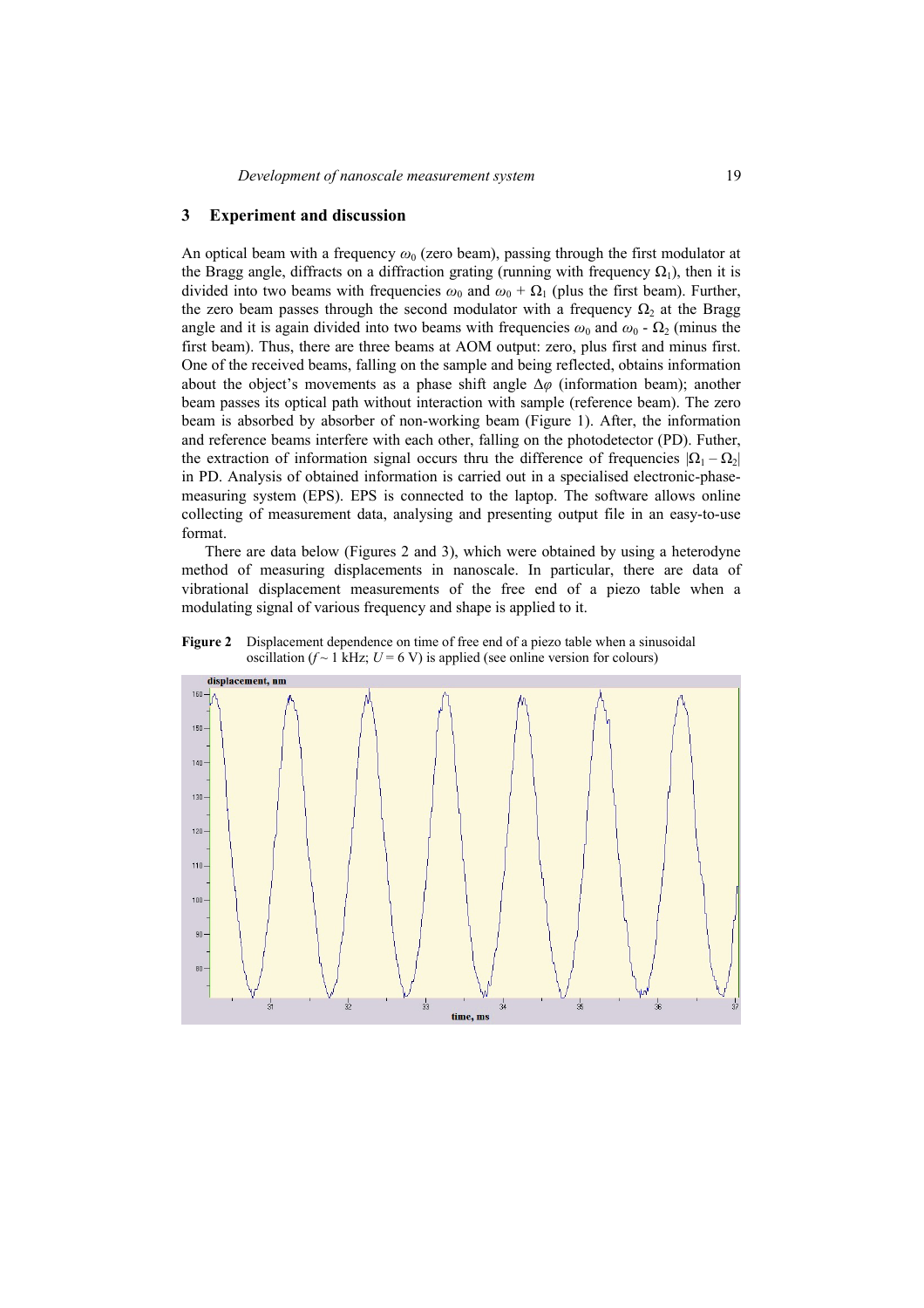## 3 Experiment and discussion

An optical beam with a frequency $\omega_0$ (zero beam), passing through the first modulator at the Bragg angle, diffracts on a diffraction grating (running with frequency $\Omega_1$), then it is divided into two beams with frequencies $\omega_0$ and $\omega_0 + \Omega_1$ (plus the first beam). Further, the zero beam passes through the second modulator with a frequency $\Omega_2$ at the Bragg angle and it is again divided into two beams with frequencies $\omega_0$ and $\omega_0 - \Omega_2$ (minus the first beam). Thus, there are three beams at AOM output: zero, plus first and minus first. One of the received beams, falling on the sample and being reflected, obtains information about the object's movements as a phase shift angle $\Delta\varphi$ (information beam); another beam passes its optical path without interaction with sample (reference beam). The zero beam is absorbed by absorber of non-working beam (Figure 1). After, the information and reference beams interfere with each other, falling on the photodetector (PD). Futher, the extraction of information signal occurs thru the difference of frequencies $|\Omega_1 - \Omega_2|$ in PD. Analysis of obtained information is carried out in a specialised electronic-phase-measuring system (EPS). EPS is connected to the laptop. The software allows online collecting of measurement data, analysing and presenting output file in an easy-to-use format.

There are data below (Figures 2 and 3), which were obtained by using a heterodyne method of measuring displacements in nanoscale. In particular, there are data of vibrational displacement measurements of the free end of a piezo table when a modulating signal of various frequency and shape is applied to it.

**Figure 2** Displacement dependence on time of free end of a piezo table when a sinusoidal oscillation ($f \sim 1$ kHz; $U = 6$ V) is applied (see online version for colours)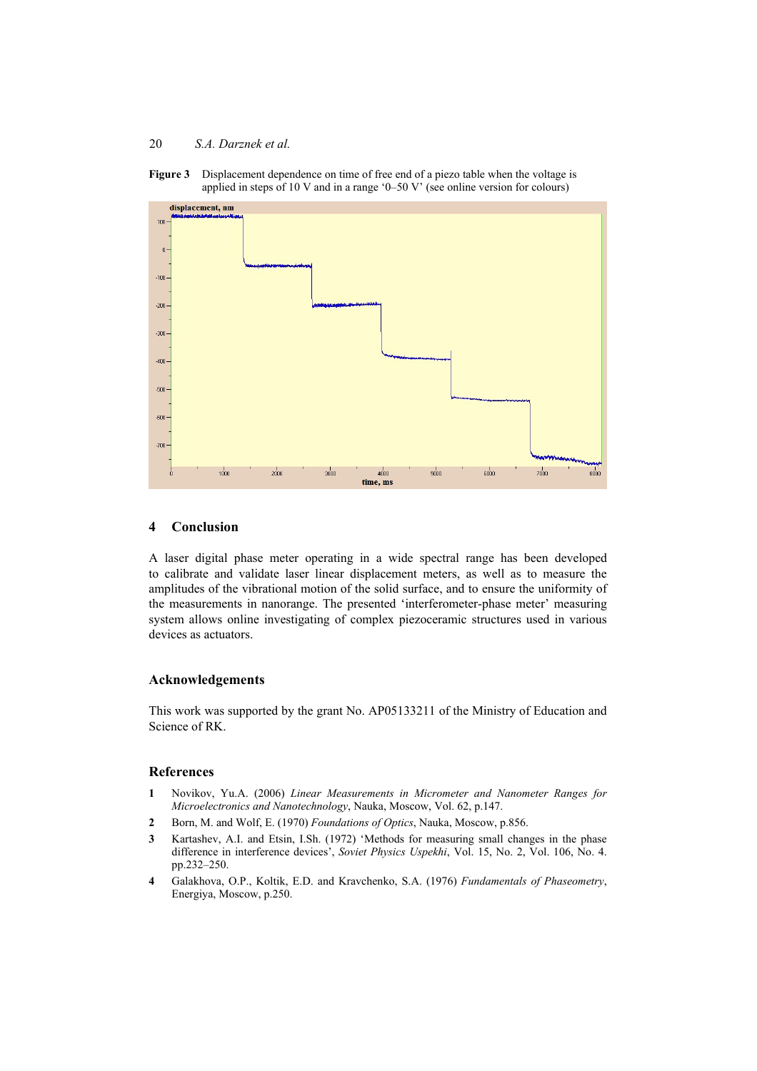**Figure 3** Displacement dependence on time of free end of a piezo table when the voltage is applied in steps of 10 V and in a range '0–50 V' (see online version for colours)

## 4 Conclusion

A laser digital phase meter operating in a wide spectral range has been developed to calibrate and validate laser linear displacement meters, as well as to measure the amplitudes of the vibrational motion of the solid surface, and to ensure the uniformity of the measurements in nanorange. The presented 'interferometer-phase meter' measuring system allows online investigating of complex piezoceramic structures used in various devices as actuators.

## Acknowledgements

This work was supported by the grant No. AP05133211 of the Ministry of Education and Science of RK.

## References

1. Novikov, Yu.A. (2006) *Linear Measurements in Micrometer and Nanometer Ranges for Microelectronics and Nanotechnology*, Nauka, Moscow, Vol. 62, p.147.
2. Born, M. and Wolf, E. (1970) *Foundations of Optics*, Nauka, Moscow, p.856.
3. Kartashev, A.I. and Etsin, I.Sh. (1972) 'Methods for measuring small changes in the phase difference in interference devices', *Soviet Physics Uspekhi*, Vol. 15, No. 2, Vol. 106, No. 4. pp.232–250.
4. Galakhova, O.P., Koltik, E.D. and Kravchenko, S.A. (1976) *Fundamentals of Phaseometry*, Energiya, Moscow, p.250.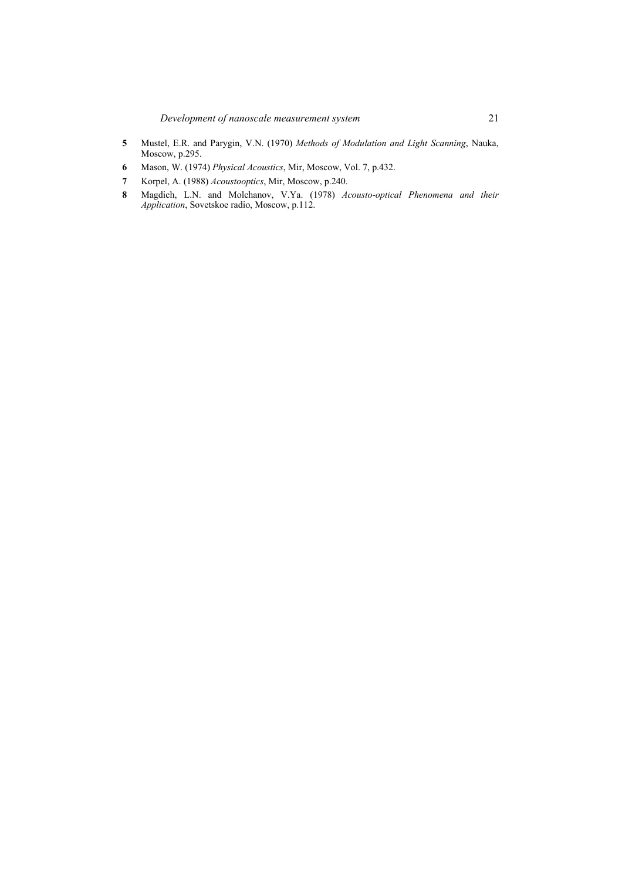**5** Mustel, E.R. and Parygin, V.N. (1970) *Methods of Modulation and Light Scanning*, Nauka, Moscow, p.295.

**6** Mason, W. (1974) *Physical Acoustics*, Mir, Moscow, Vol. 7, p.432.

**7** Korpel, A. (1988) *Acoustooptics*, Mir, Moscow, p.240.

**8** Magdich, L.N. and Molchanov, V.Ya. (1978) *Acousto-optical Phenomena and their Application*, Sovetskoe radio, Moscow, p.112.